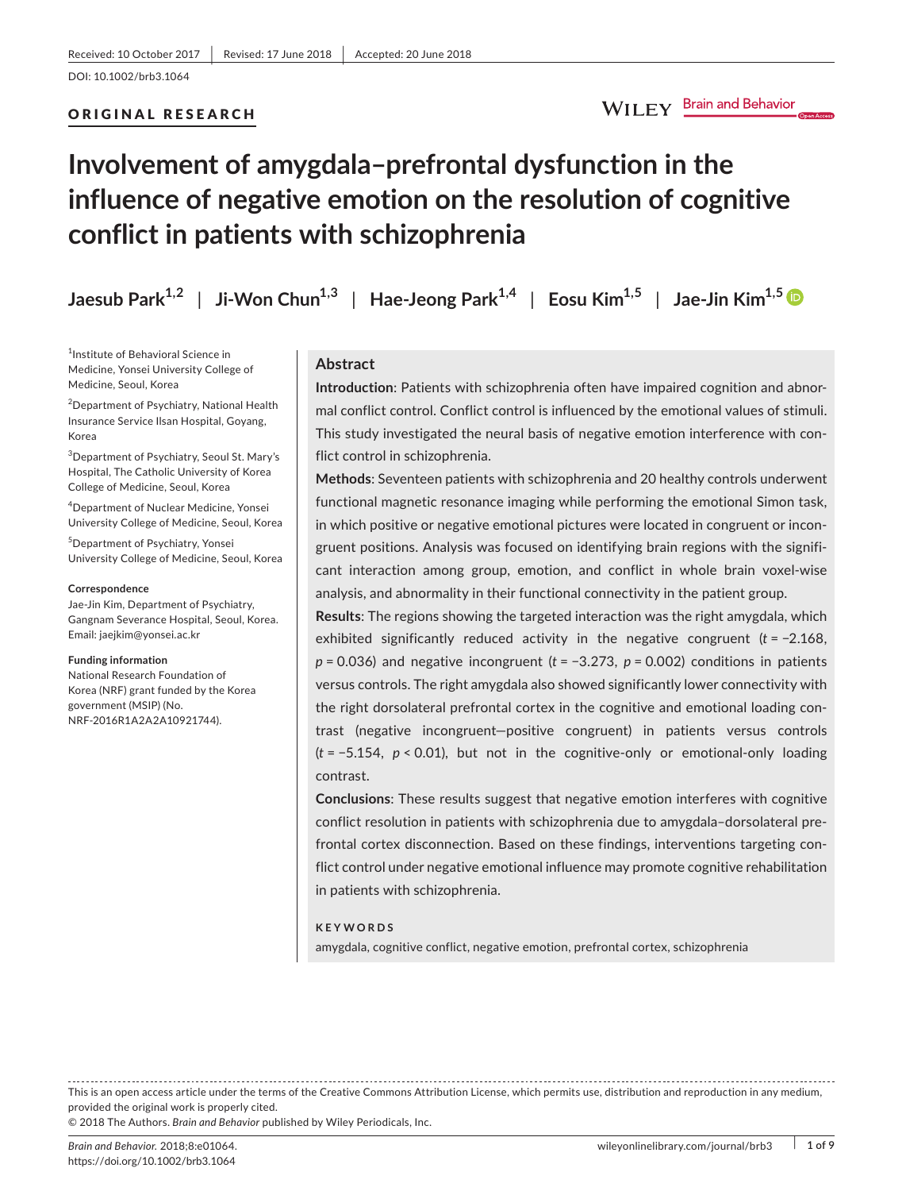Received: 10 October 2017 | Revised: 17 June 2018 | Accepted: 20 June 2018

DOI: 10.1002/brb3.1064

ORIGINAL RESEARCH

# Involvement of amygdala–prefrontal dysfunction in the influence of negative emotion on the resolution of cognitive conflict in patients with schizophrenia

Jaesub Park[1,2] | Ji-Won Chun[1,3] | Hae-Jeong Park[1,4] | Eosu Kim[1,5] | Jae-Jin Kim[1,5]

[1]Institute of Behavioral Science in Medicine, Yonsei University College of Medicine, Seoul, Korea

[2]Department of Psychiatry, National Health Insurance Service Ilsan Hospital, Goyang, Korea

[3]Department of Psychiatry, Seoul St. Mary's Hospital, The Catholic University of Korea College of Medicine, Seoul, Korea

[4]Department of Nuclear Medicine, Yonsei University College of Medicine, Seoul, Korea

[5]Department of Psychiatry, Yonsei University College of Medicine, Seoul, Korea

**Correspondence**
Jae-Jin Kim, Department of Psychiatry, Gangnam Severance Hospital, Seoul, Korea.
Email: jaejkim@yonsei.ac.kr

**Funding information**
National Research Foundation of Korea (NRF) grant funded by the Korea government (MSIP) (No. NRF-2016R1A2A2A10921744).

## Abstract

**Introduction**: Patients with schizophrenia often have impaired cognition and abnormal conflict control. Conflict control is influenced by the emotional values of stimuli. This study investigated the neural basis of negative emotion interference with conflict control in schizophrenia.

**Methods**: Seventeen patients with schizophrenia and 20 healthy controls underwent functional magnetic resonance imaging while performing the emotional Simon task, in which positive or negative emotional pictures were located in congruent or incongruent positions. Analysis was focused on identifying brain regions with the significant interaction among group, emotion, and conflict in whole brain voxel-wise analysis, and abnormality in their functional connectivity in the patient group.

**Results**: The regions showing the targeted interaction was the right amygdala, which exhibited significantly reduced activity in the negative congruent ($t = -2.168$, $p = 0.036$) and negative incongruent ($t = -3.273$, $p = 0.002$) conditions in patients versus controls. The right amygdala also showed significantly lower connectivity with the right dorsolateral prefrontal cortex in the cognitive and emotional loading contrast (negative incongruent—positive congruent) in patients versus controls ($t = -5.154$, $p < 0.01$), but not in the cognitive-only or emotional-only loading contrast.

**Conclusions**: These results suggest that negative emotion interferes with cognitive conflict resolution in patients with schizophrenia due to amygdala–dorsolateral prefrontal cortex disconnection. Based on these findings, interventions targeting conflict control under negative emotional influence may promote cognitive rehabilitation in patients with schizophrenia.

**KEYWORDS**

amygdala, cognitive conflict, negative emotion, prefrontal cortex, schizophrenia

This is an open access article under the terms of the Creative Commons Attribution License, which permits use, distribution and reproduction in any medium, provided the original work is properly cited.
© 2018 The Authors. *Brain and Behavior* published by Wiley Periodicals, Inc.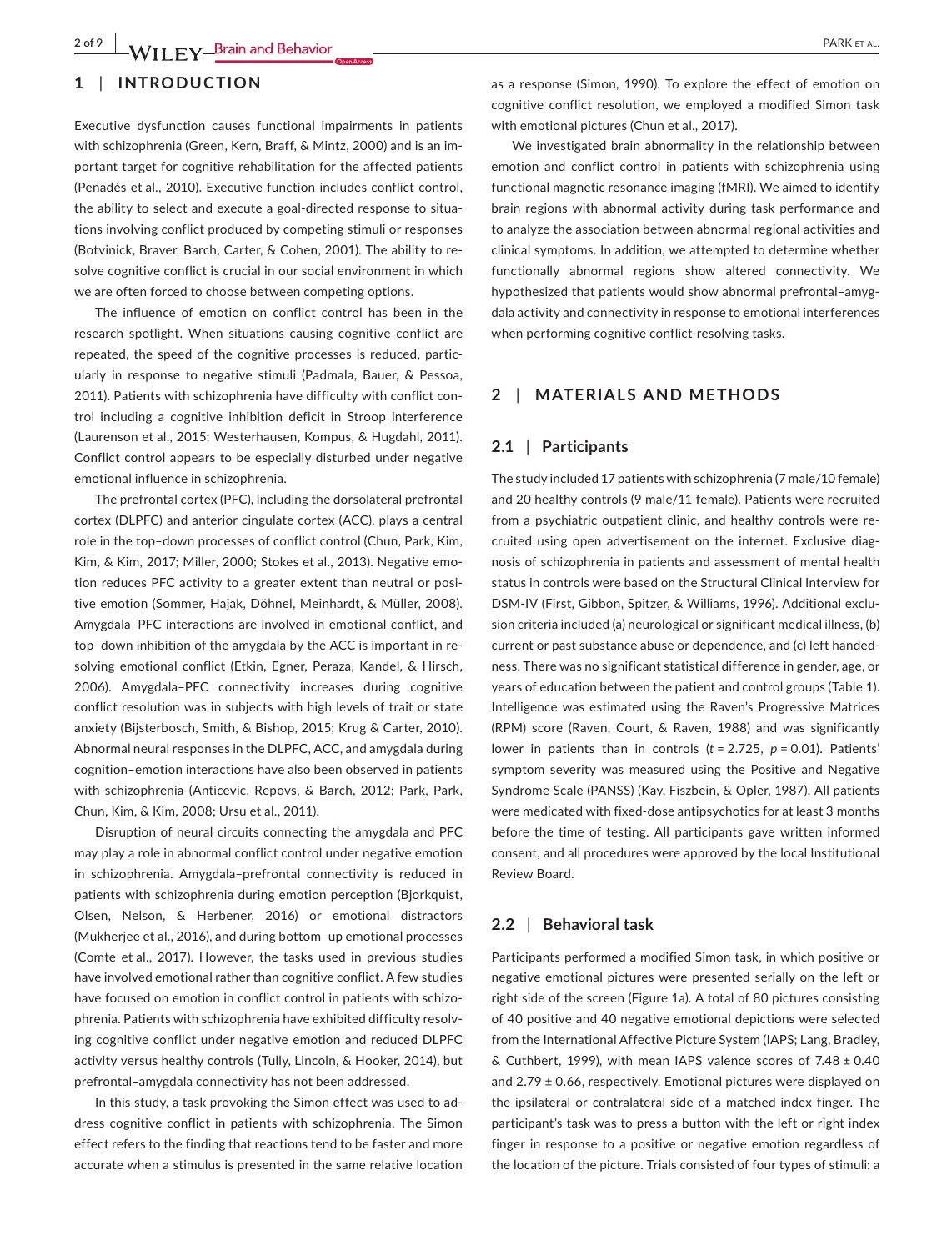## 1 | INTRODUCTION

Executive dysfunction causes functional impairments in patients with schizophrenia (Green, Kern, Braff, & Mintz, 2000) and is an important target for cognitive rehabilitation for the affected patients (Penadés et al., 2010). Executive function includes conflict control, the ability to select and execute a goal-directed response to situations involving conflict produced by competing stimuli or responses (Botvinick, Braver, Barch, Carter, & Cohen, 2001). The ability to resolve cognitive conflict is crucial in our social environment in which we are often forced to choose between competing options.

The influence of emotion on conflict control has been in the research spotlight. When situations causing cognitive conflict are repeated, the speed of the cognitive processes is reduced, particularly in response to negative stimuli (Padmala, Bauer, & Pessoa, 2011). Patients with schizophrenia have difficulty with conflict control including a cognitive inhibition deficit in Stroop interference (Laurenson et al., 2015; Westerhausen, Kompus, & Hugdahl, 2011). Conflict control appears to be especially disturbed under negative emotional influence in schizophrenia.

The prefrontal cortex (PFC), including the dorsolateral prefrontal cortex (DLPFC) and anterior cingulate cortex (ACC), plays a central role in the top–down processes of conflict control (Chun, Park, Kim, Kim, & Kim, 2017; Miller, 2000; Stokes et al., 2013). Negative emotion reduces PFC activity to a greater extent than neutral or positive emotion (Sommer, Hajak, Döhnel, Meinhardt, & Müller, 2008). Amygdala–PFC interactions are involved in emotional conflict, and top–down inhibition of the amygdala by the ACC is important in resolving emotional conflict (Etkin, Egner, Peraza, Kandel, & Hirsch, 2006). Amygdala–PFC connectivity increases during cognitive conflict resolution was in subjects with high levels of trait or state anxiety (Bijsterbosch, Smith, & Bishop, 2015; Krug & Carter, 2010). Abnormal neural responses in the DLPFC, ACC, and amygdala during cognition–emotion interactions have also been observed in patients with schizophrenia (Anticevic, Repovs, & Barch, 2012; Park, Park, Chun, Kim, & Kim, 2008; Ursu et al., 2011).

Disruption of neural circuits connecting the amygdala and PFC may play a role in abnormal conflict control under negative emotion in schizophrenia. Amygdala–prefrontal connectivity is reduced in patients with schizophrenia during emotion perception (Bjorkquist, Olsen, Nelson, & Herbener, 2016) or emotional distractors (Mukherjee et al., 2016), and during bottom–up emotional processes (Comte et al., 2017). However, the tasks used in previous studies have involved emotional rather than cognitive conflict. A few studies have focused on emotion in conflict control in patients with schizophrenia. Patients with schizophrenia have exhibited difficulty resolving cognitive conflict under negative emotion and reduced DLPFC activity versus healthy controls (Tully, Lincoln, & Hooker, 2014), but prefrontal–amygdala connectivity has not been addressed.

In this study, a task provoking the Simon effect was used to address cognitive conflict in patients with schizophrenia. The Simon effect refers to the finding that reactions tend to be faster and more accurate when a stimulus is presented in the same relative location as a response (Simon, 1990). To explore the effect of emotion on cognitive conflict resolution, we employed a modified Simon task with emotional pictures (Chun et al., 2017).

We investigated brain abnormality in the relationship between emotion and conflict control in patients with schizophrenia using functional magnetic resonance imaging (fMRI). We aimed to identify brain regions with abnormal activity during task performance and to analyze the association between abnormal regional activities and clinical symptoms. In addition, we attempted to determine whether functionally abnormal regions show altered connectivity. We hypothesized that patients would show abnormal prefrontal–amygdala activity and connectivity in response to emotional interferences when performing cognitive conflict-resolving tasks.

## 2 | MATERIALS AND METHODS

### 2.1 | Participants

The study included 17 patients with schizophrenia (7 male/10 female) and 20 healthy controls (9 male/11 female). Patients were recruited from a psychiatric outpatient clinic, and healthy controls were recruited using open advertisement on the internet. Exclusive diagnosis of schizophrenia in patients and assessment of mental health status in controls were based on the Structural Clinical Interview for DSM-IV (First, Gibbon, Spitzer, & Williams, 1996). Additional exclusion criteria included (a) neurological or significant medical illness, (b) current or past substance abuse or dependence, and (c) left handedness. There was no significant statistical difference in gender, age, or years of education between the patient and control groups (Table 1). Intelligence was estimated using the Raven's Progressive Matrices (RPM) score (Raven, Court, & Raven, 1988) and was significantly lower in patients than in controls ($t = 2.725$, $p = 0.01$). Patients' symptom severity was measured using the Positive and Negative Syndrome Scale (PANSS) (Kay, Fiszbein, & Opler, 1987). All patients were medicated with fixed-dose antipsychotics for at least 3 months before the time of testing. All participants gave written informed consent, and all procedures were approved by the local Institutional Review Board.

### 2.2 | Behavioral task

Participants performed a modified Simon task, in which positive or negative emotional pictures were presented serially on the left or right side of the screen (Figure 1a). A total of 80 pictures consisting of 40 positive and 40 negative emotional depictions were selected from the International Affective Picture System (IAPS; Lang, Bradley, & Cuthbert, 1999), with mean IAPS valence scores of 7.48 ± 0.40 and 2.79 ± 0.66, respectively. Emotional pictures were displayed on the ipsilateral or contralateral side of a matched index finger. The participant's task was to press a button with the left or right index finger in response to a positive or negative emotion regardless of the location of the picture. Trials consisted of four types of stimuli: a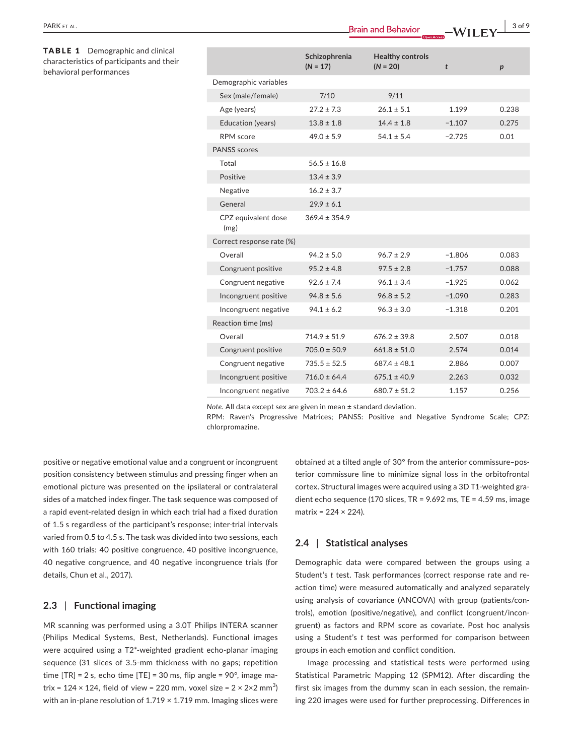**TABLE 1** Demographic and clinical characteristics of participants and their behavioral performances

| | Schizophrenia (N = 17) | Healthy controls (N = 20) | *t* | *p* |
|---|---|---|---|---|
| Demographic variables | | | | |
| Sex (male/female) | 7/10 | 9/11 | | |
| Age (years) | 27.2 ± 7.3 | 26.1 ± 5.1 | 1.199 | 0.238 |
| Education (years) | 13.8 ± 1.8 | 14.4 ± 1.8 | −1.107 | 0.275 |
| RPM score | 49.0 ± 5.9 | 54.1 ± 5.4 | −2.725 | 0.01 |
| PANSS scores | | | | |
| Total | 56.5 ± 16.8 | | | |
| Positive | 13.4 ± 3.9 | | | |
| Negative | 16.2 ± 3.7 | | | |
| General | 29.9 ± 6.1 | | | |
| CPZ equivalent dose (mg) | 369.4 ± 354.9 | | | |
| Correct response rate (%) | | | | |
| Overall | 94.2 ± 5.0 | 96.7 ± 2.9 | −1.806 | 0.083 |
| Congruent positive | 95.2 ± 4.8 | 97.5 ± 2.8 | −1.757 | 0.088 |
| Congruent negative | 92.6 ± 7.4 | 96.1 ± 3.4 | −1.925 | 0.062 |
| Incongruent positive | 94.8 ± 5.6 | 96.8 ± 5.2 | −1.090 | 0.283 |
| Incongruent negative | 94.1 ± 6.2 | 96.3 ± 3.0 | −1.318 | 0.201 |
| Reaction time (ms) | | | | |
| Overall | 714.9 ± 51.9 | 676.2 ± 39.8 | 2.507 | 0.018 |
| Congruent positive | 705.0 ± 50.9 | 661.8 ± 51.0 | 2.574 | 0.014 |
| Congruent negative | 735.5 ± 52.5 | 687.4 ± 48.1 | 2.886 | 0.007 |
| Incongruent positive | 716.0 ± 64.4 | 675.1 ± 40.9 | 2.263 | 0.032 |
| Incongruent negative | 703.2 ± 64.6 | 680.7 ± 51.2 | 1.157 | 0.256 |

*Note.* All data except sex are given in mean ± standard deviation.
RPM: Raven's Progressive Matrices; PANSS: Positive and Negative Syndrome Scale; CPZ: chlorpromazine.

positive or negative emotional value and a congruent or incongruent position consistency between stimulus and pressing finger when an emotional picture was presented on the ipsilateral or contralateral sides of a matched index finger. The task sequence was composed of a rapid event-related design in which each trial had a fixed duration of 1.5 s regardless of the participant's response; inter-trial intervals varied from 0.5 to 4.5 s. The task was divided into two sessions, each with 160 trials: 40 positive congruence, 40 positive incongruence, 40 negative congruence, and 40 negative incongruence trials (for details, Chun et al., 2017).

## 2.3 | Functional imaging

MR scanning was performed using a 3.0T Philips INTERA scanner (Philips Medical Systems, Best, Netherlands). Functional images were acquired using a T2*-weighted gradient echo-planar imaging sequence (31 slices of 3.5-mm thickness with no gaps; repetition time [TR] = 2 s, echo time [TE] = 30 ms, flip angle = 90°, image matrix = 124 × 124, field of view = 220 mm, voxel size = 2 × 2×2 mm$^3$) with an in-plane resolution of 1.719 × 1.719 mm. Imaging slices were obtained at a tilted angle of 30° from the anterior commissure–posterior commissure line to minimize signal loss in the orbitofrontal cortex. Structural images were acquired using a 3D T1-weighted gradient echo sequence (170 slices, TR = 9.692 ms, TE = 4.59 ms, image matrix = 224 × 224).

## 2.4 | Statistical analyses

Demographic data were compared between the groups using a Student's *t* test. Task performances (correct response rate and reaction time) were measured automatically and analyzed separately using analysis of covariance (ANCOVA) with group (patients/controls), emotion (positive/negative), and conflict (congruent/incongruent) as factors and RPM score as covariate. Post hoc analysis using a Student's *t* test was performed for comparison between groups in each emotion and conflict condition.

Image processing and statistical tests were performed using Statistical Parametric Mapping 12 (SPM12). After discarding the first six images from the dummy scan in each session, the remaining 220 images were used for further preprocessing. Differences in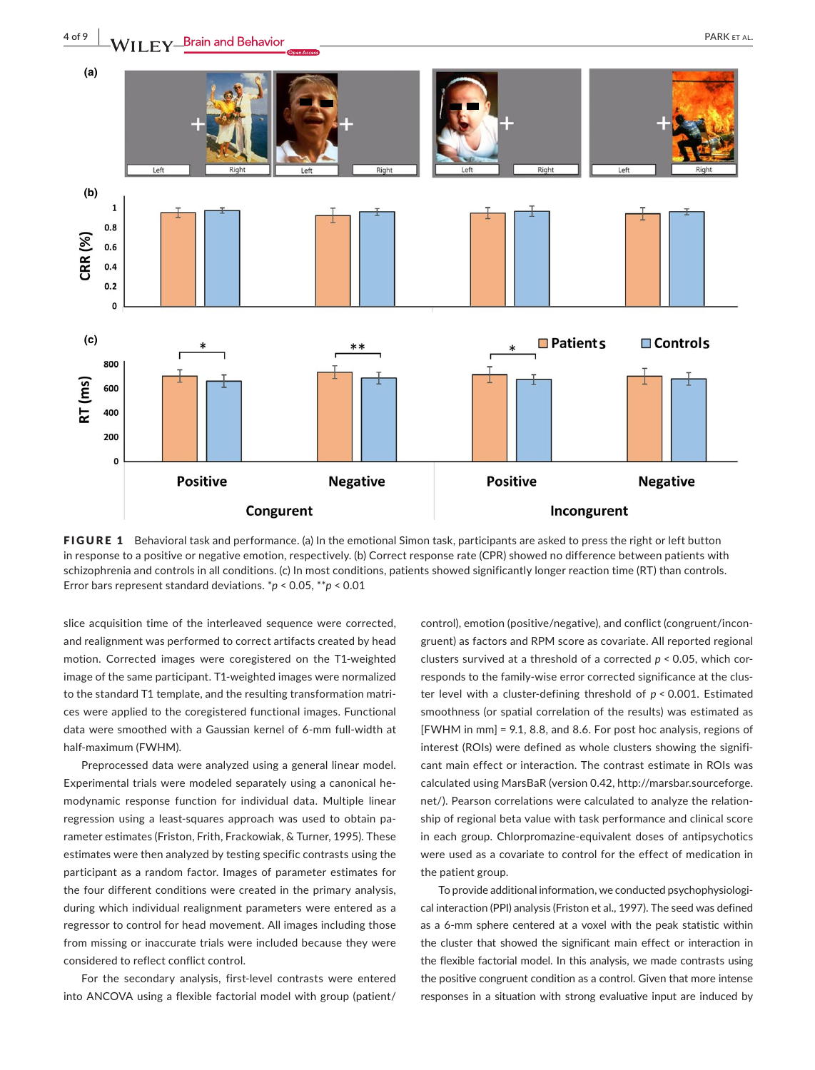**FIGURE 1** Behavioral task and performance. (a) In the emotional Simon task, participants are asked to press the right or left button in response to a positive or negative emotion, respectively. (b) Correct response rate (CPR) showed no difference between patients with schizophrenia and controls in all conditions. (c) In most conditions, patients showed significantly longer reaction time (RT) than controls. Error bars represent standard deviations. *$p < 0.05$, **$p < 0.01$

slice acquisition time of the interleaved sequence were corrected, and realignment was performed to correct artifacts created by head motion. Corrected images were coregistered on the T1-weighted image of the same participant. T1-weighted images were normalized to the standard T1 template, and the resulting transformation matrices were applied to the coregistered functional images. Functional data were smoothed with a Gaussian kernel of 6-mm full-width at half-maximum (FWHM).

Preprocessed data were analyzed using a general linear model. Experimental trials were modeled separately using a canonical hemodynamic response function for individual data. Multiple linear regression using a least-squares approach was used to obtain parameter estimates (Friston, Frith, Frackowiak, & Turner, 1995). These estimates were then analyzed by testing specific contrasts using the participant as a random factor. Images of parameter estimates for the four different conditions were created in the primary analysis, during which individual realignment parameters were entered as a regressor to control for head movement. All images including those from missing or inaccurate trials were included because they were considered to reflect conflict control.

For the secondary analysis, first-level contrasts were entered into ANCOVA using a flexible factorial model with group (patient/control), emotion (positive/negative), and conflict (congruent/incongruent) as factors and RPM score as covariate. All reported regional clusters survived at a threshold of a corrected $p < 0.05$, which corresponds to the family-wise error corrected significance at the cluster level with a cluster-defining threshold of $p < 0.001$. Estimated smoothness (or spatial correlation of the results) was estimated as [FWHM in mm] = 9.1, 8.8, and 8.6. For post hoc analysis, regions of interest (ROIs) were defined as whole clusters showing the significant main effect or interaction. The contrast estimate in ROIs was calculated using MarsBaR (version 0.42, http://marsbar.sourceforge.net/). Pearson correlations were calculated to analyze the relationship of regional beta value with task performance and clinical score in each group. Chlorpromazine-equivalent doses of antipsychotics were used as a covariate to control for the effect of medication in the patient group.

To provide additional information, we conducted psychophysiological interaction (PPI) analysis (Friston et al., 1997). The seed was defined as a 6-mm sphere centered at a voxel with the peak statistic within the cluster that showed the significant main effect or interaction in the flexible factorial model. In this analysis, we made contrasts using the positive congruent condition as a control. Given that more intense responses in a situation with strong evaluative input are induced by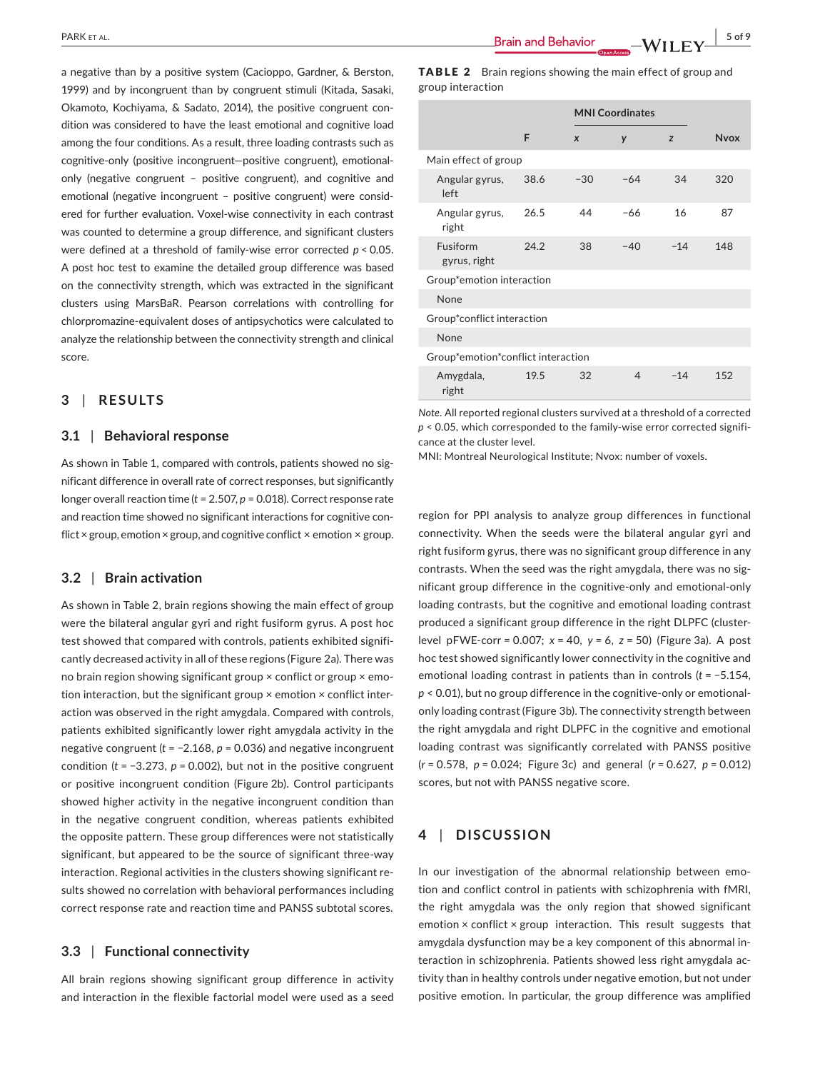a negative than by a positive system (Cacioppo, Gardner, & Berston, 1999) and by incongruent than by congruent stimuli (Kitada, Sasaki, Okamoto, Kochiyama, & Sadato, 2014), the positive congruent condition was considered to have the least emotional and cognitive load among the four conditions. As a result, three loading contrasts such as cognitive-only (positive incongruent—positive congruent), emotional-only (negative congruent – positive congruent), and cognitive and emotional (negative incongruent – positive congruent) were considered for further evaluation. Voxel-wise connectivity in each contrast was counted to determine a group difference, and significant clusters were defined at a threshold of family-wise error corrected $p < 0.05$. A post hoc test to examine the detailed group difference was based on the connectivity strength, which was extracted in the significant clusters using MarsBaR. Pearson correlations with controlling for chlorpromazine-equivalent doses of antipsychotics were calculated to analyze the relationship between the connectivity strength and clinical score.

## 3 | RESULTS

### 3.1 | Behavioral response

As shown in Table 1, compared with controls, patients showed no significant difference in overall rate of correct responses, but significantly longer overall reaction time ($t = 2.507$, $p = 0.018$). Correct response rate and reaction time showed no significant interactions for cognitive conflict × group, emotion × group, and cognitive conflict × emotion × group.

### 3.2 | Brain activation

As shown in Table 2, brain regions showing the main effect of group were the bilateral angular gyri and right fusiform gyrus. A post hoc test showed that compared with controls, patients exhibited significantly decreased activity in all of these regions (Figure 2a). There was no brain region showing significant group × conflict or group × emotion interaction, but the significant group × emotion × conflict interaction was observed in the right amygdala. Compared with controls, patients exhibited significantly lower right amygdala activity in the negative congruent ($t = -2.168$, $p = 0.036$) and negative incongruent condition ($t = -3.273$, $p = 0.002$), but not in the positive congruent or positive incongruent condition (Figure 2b). Control participants showed higher activity in the negative incongruent condition than in the negative congruent condition, whereas patients exhibited the opposite pattern. These group differences were not statistically significant, but appeared to be the source of significant three-way interaction. Regional activities in the clusters showing significant results showed no correlation with behavioral performances including correct response rate and reaction time and PANSS subtotal scores.

### 3.3 | Functional connectivity

All brain regions showing significant group difference in activity and interaction in the flexible factorial model were used as a seed region for PPI analysis to analyze group differences in functional connectivity. When the seeds were the bilateral angular gyri and right fusiform gyrus, there was no significant group difference in any contrasts. When the seed was the right amygdala, there was no significant group difference in the cognitive-only and emotional-only loading contrasts, but the cognitive and emotional loading contrast produced a significant group difference in the right DLPFC (cluster-level pFWE-corr = 0.007; $x = 40$, $y = 6$, $z = 50$) (Figure 3a). A post hoc test showed significantly lower connectivity in the cognitive and emotional loading contrast in patients than in controls ($t = -5.154$, $p < 0.01$), but no group difference in the cognitive-only or emotional-only loading contrast (Figure 3b). The connectivity strength between the right amygdala and right DLPFC in the cognitive and emotional loading contrast was significantly correlated with PANSS positive ($r = 0.578$, $p = 0.024$; Figure 3c) and general ($r = 0.627$, $p = 0.012$) scores, but not with PANSS negative score.

**TABLE 2** Brain regions showing the main effect of group and group interaction

| | F | MNI Coordinates | | | Nvox |
|---|---|---|---|---|---|
| | | x | y | z | |
| Main effect of group | | | | | |
| Angular gyrus, left | 38.6 | −30 | −64 | 34 | 320 |
| Angular gyrus, right | 26.5 | 44 | −66 | 16 | 87 |
| Fusiform gyrus, right | 24.2 | 38 | −40 | −14 | 148 |
| Group*emotion interaction | | | | | |
| None | | | | | |
| Group*conflict interaction | | | | | |
| None | | | | | |
| Group*emotion*conflict interaction | | | | | |
| Amygdala, right | 19.5 | 32 | 4 | −14 | 152 |

*Note.* All reported regional clusters survived at a threshold of a corrected $p < 0.05$, which corresponded to the family-wise error corrected significance at the cluster level.
MNI: Montreal Neurological Institute; Nvox: number of voxels.

## 4 | DISCUSSION

In our investigation of the abnormal relationship between emotion and conflict control in patients with schizophrenia with fMRI, the right amygdala was the only region that showed significant emotion × conflict × group interaction. This result suggests that amygdala dysfunction may be a key component of this abnormal interaction in schizophrenia. Patients showed less right amygdala activity than in healthy controls under negative emotion, but not under positive emotion. In particular, the group difference was amplified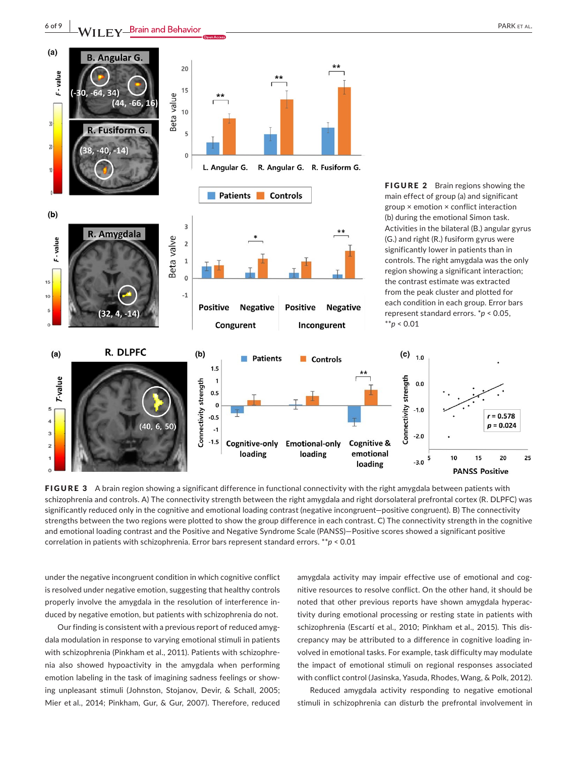**FIGURE 2** Brain regions showing the main effect of group (a) and significant group × emotion × conflict interaction (b) during the emotional Simon task. Activities in the bilateral (B.) angular gyrus (G.) and right (R.) fusiform gyrus were significantly lower in patients than in controls. The right amygdala was the only region showing a significant interaction; the contrast estimate was extracted from the peak cluster and plotted for each condition in each group. Error bars represent standard errors. *$p < 0.05$, **$p < 0.01$

**FIGURE 3** A brain region showing a significant difference in functional connectivity with the right amygdala between patients with schizophrenia and controls. A) The connectivity strength between the right amygdala and right dorsolateral prefrontal cortex (R. DLPFC) was significantly reduced only in the cognitive and emotional loading contrast (negative incongruent—positive congruent). B) The connectivity strengths between the two regions were plotted to show the group difference in each contrast. C) The connectivity strength in the cognitive and emotional loading contrast and the Positive and Negative Syndrome Scale (PANSS)—Positive scores showed a significant positive correlation in patients with schizophrenia. Error bars represent standard errors. **$p < 0.01$

under the negative incongruent condition in which cognitive conflict is resolved under negative emotion, suggesting that healthy controls properly involve the amygdala in the resolution of interference induced by negative emotion, but patients with schizophrenia do not.

Our finding is consistent with a previous report of reduced amygdala modulation in response to varying emotional stimuli in patients with schizophrenia (Pinkham et al., 2011). Patients with schizophrenia also showed hypoactivity in the amygdala when performing emotion labeling in the task of imagining sadness feelings or showing unpleasant stimuli (Johnston, Stojanov, Devir, & Schall, 2005; Mier et al., 2014; Pinkham, Gur, & Gur, 2007). Therefore, reduced amygdala activity may impair effective use of emotional and cognitive resources to resolve conflict. On the other hand, it should be noted that other previous reports have shown amygdala hyperactivity during emotional processing or resting state in patients with schizophrenia (Escartí et al., 2010; Pinkham et al., 2015). This discrepancy may be attributed to a difference in cognitive loading involved in emotional tasks. For example, task difficulty may modulate the impact of emotional stimuli on regional responses associated with conflict control (Jasinska, Yasuda, Rhodes, Wang, & Polk, 2012).

Reduced amygdala activity responding to negative emotional stimuli in schizophrenia can disturb the prefrontal involvement in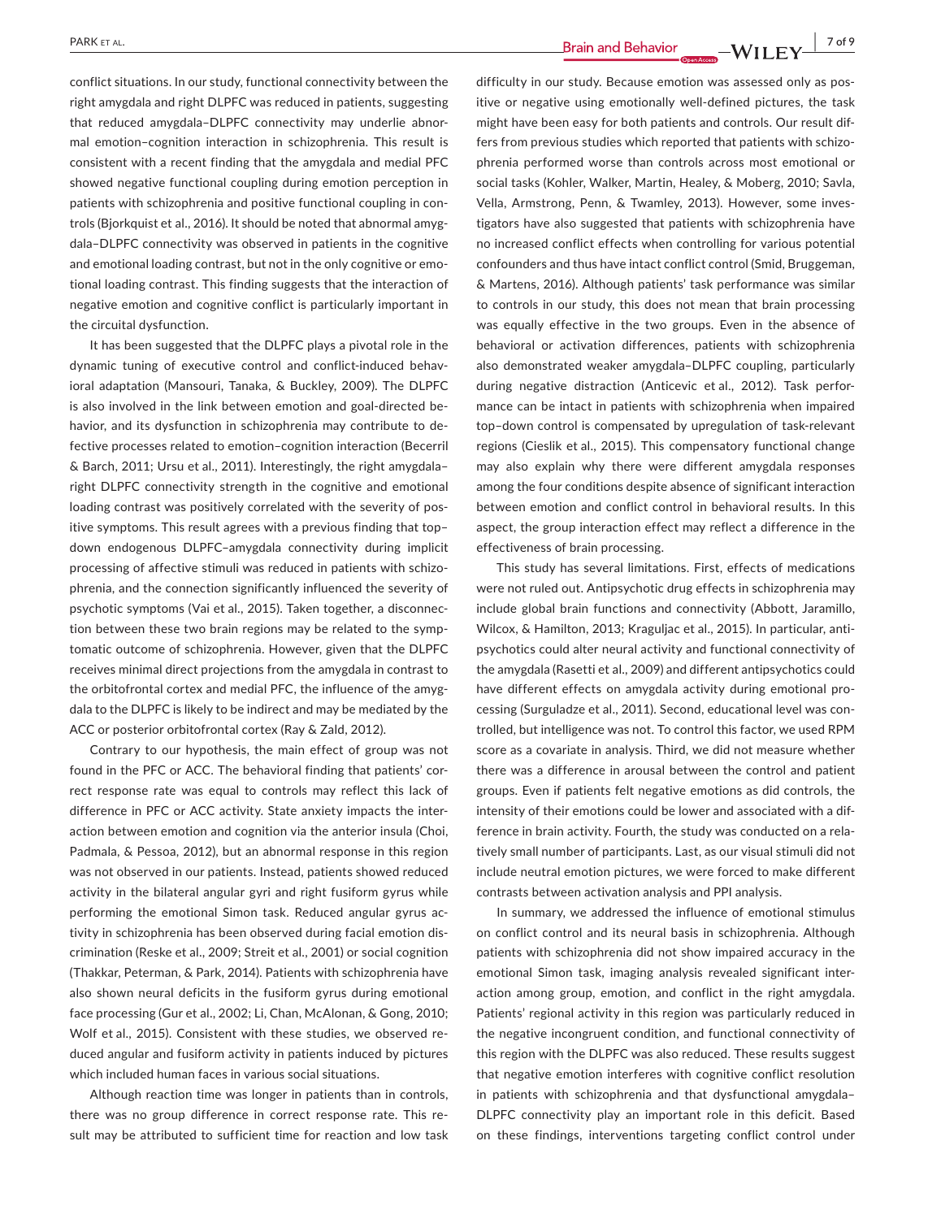conflict situations. In our study, functional connectivity between the right amygdala and right DLPFC was reduced in patients, suggesting that reduced amygdala–DLPFC connectivity may underlie abnormal emotion–cognition interaction in schizophrenia. This result is consistent with a recent finding that the amygdala and medial PFC showed negative functional coupling during emotion perception in patients with schizophrenia and positive functional coupling in controls (Bjorkquist et al., 2016). It should be noted that abnormal amygdala–DLPFC connectivity was observed in patients in the cognitive and emotional loading contrast, but not in the only cognitive or emotional loading contrast. This finding suggests that the interaction of negative emotion and cognitive conflict is particularly important in the circuit dysfunction.

It has been suggested that the DLPFC plays a pivotal role in the dynamic tuning of executive control and conflict-induced behavioral adaptation (Mansouri, Tanaka, & Buckley, 2009). The DLPFC is also involved in the link between emotion and goal-directed behavior, and its dysfunction in schizophrenia may contribute to defective processes related to emotion–cognition interaction (Becerril & Barch, 2011; Ursu et al., 2011). Interestingly, the right amygdala–right DLPFC connectivity strength in the cognitive and emotional loading contrast was positively correlated with the severity of positive symptoms. This result agrees with a previous finding that top–down endogenous DLPFC–amygdala connectivity during implicit processing of affective stimuli was reduced in patients with schizophrenia, and the connection significantly influenced the severity of psychotic symptoms (Vai et al., 2015). Taken together, a disconnection between these two brain regions may be related to the symptomatic outcome of schizophrenia. However, given that the DLPFC receives minimal direct projections from the amygdala in contrast to the orbitofrontal cortex and medial PFC, the influence of the amygdala to the DLPFC is likely to be indirect and may be mediated by the ACC or posterior orbitofrontal cortex (Ray & Zald, 2012).

Contrary to our hypothesis, the main effect of group was not found in the PFC or ACC. The behavioral finding that patients' correct response rate was equal to controls may reflect this lack of difference in PFC or ACC activity. State anxiety impacts the interaction between emotion and cognition via the anterior insula (Choi, Padmala, & Pessoa, 2012), but an abnormal response in this region was not observed in our patients. Instead, patients showed reduced activity in the bilateral angular gyri and right fusiform gyrus while performing the emotional Simon task. Reduced angular gyrus activity in schizophrenia has been observed during facial emotion discrimination (Reske et al., 2009; Streit et al., 2001) or social cognition (Thakkar, Peterman, & Park, 2014). Patients with schizophrenia have also shown neural deficits in the fusiform gyrus during emotional face processing (Gur et al., 2002; Li, Chan, McAlonan, & Gong, 2010; Wolf et al., 2015). Consistent with these studies, we observed reduced angular and fusiform activity in patients induced by pictures which included human faces in various social situations.

Although reaction time was longer in patients than in controls, there was no group difference in correct response rate. This result may be attributed to sufficient time for reaction and low task difficulty in our study. Because emotion was assessed only as positive or negative using emotionally well-defined pictures, the task might have been easy for both patients and controls. Our result differs from previous studies which reported that patients with schizophrenia performed worse than controls across most emotional or social tasks (Kohler, Walker, Martin, Healey, & Moberg, 2010; Savla, Vella, Armstrong, Penn, & Twamley, 2013). However, some investigators have also suggested that patients with schizophrenia have no increased conflict effects when controlling for various potential confounders and thus have intact conflict control (Smid, Bruggeman, & Martens, 2016). Although patients' task performance was similar to controls in our study, this does not mean that brain processing was equally effective in the two groups. Even in the absence of behavioral or activation differences, patients with schizophrenia also demonstrated weaker amygdala–DLPFC coupling, particularly during negative distraction (Anticevic et al., 2012). Task performance can be intact in patients with schizophrenia when impaired top–down control is compensated by upregulation of task-relevant regions (Cieslik et al., 2015). This compensatory functional change may also explain why there were different amygdala responses among the four conditions despite absence of significant interaction between emotion and conflict control in behavioral results. In this aspect, the group interaction effect may reflect a difference in the effectiveness of brain processing.

This study has several limitations. First, effects of medications were not ruled out. Antipsychotic drug effects in schizophrenia may include global brain functions and connectivity (Abbott, Jaramillo, Wilcox, & Hamilton, 2013; Kraguljac et al., 2015). In particular, antipsychotics could alter neural activity and functional connectivity of the amygdala (Rasetti et al., 2009) and different antipsychotics could have different effects on amygdala activity during emotional processing (Surguladze et al., 2011). Second, educational level was controlled, but intelligence was not. To control this factor, we used RPM score as a covariate in analysis. Third, we did not measure whether there was a difference in arousal between the control and patient groups. Even if patients felt negative emotions as did controls, the intensity of their emotions could be lower and associated with a difference in brain activity. Fourth, the study was conducted on a relatively small number of participants. Last, as our visual stimuli did not include neutral emotion pictures, we were forced to make different contrasts between activation analysis and PPI analysis.

In summary, we addressed the influence of emotional stimulus on conflict control and its neural basis in schizophrenia. Although patients with schizophrenia did not show impaired accuracy in the emotional Simon task, imaging analysis revealed significant interaction among group, emotion, and conflict in the right amygdala. Patients' regional activity in this region was particularly reduced in the negative incongruent condition, and functional connectivity of this region with the DLPFC was also reduced. These results suggest that negative emotion interferes with cognitive conflict resolution in patients with schizophrenia and that dysfunctional amygdala–DLPFC connectivity play an important role in this deficit. Based on these findings, interventions targeting conflict control under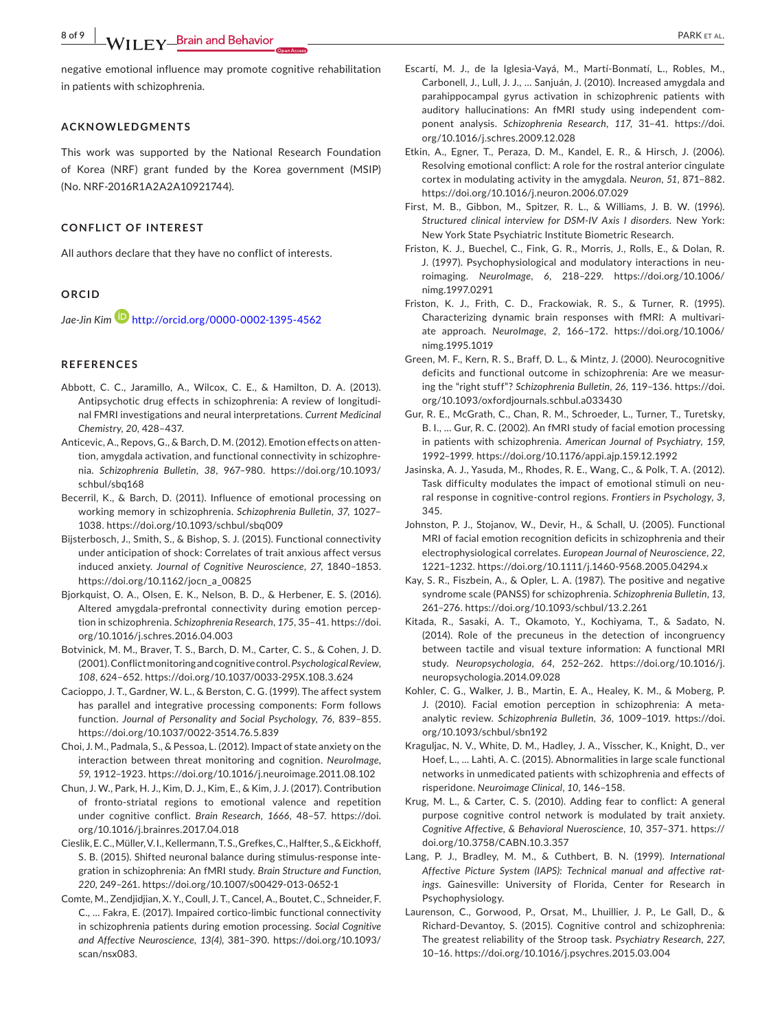negative emotional influence may promote cognitive rehabilitation in patients with schizophrenia.

## ACKNOWLEDGMENTS

This work was supported by the National Research Foundation of Korea (NRF) grant funded by the Korea government (MSIP) (No. NRF-2016R1A2A2A10921744).

## CONFLICT OF INTEREST

All authors declare that they have no conflict of interests.

## ORCID

*Jae-Jin Kim* http://orcid.org/0000-0002-1395-4562

## REFERENCES

Abbott, C. C., Jaramillo, A., Wilcox, C. E., & Hamilton, D. A. (2013). Antipsychotic drug effects in schizophrenia: A review of longitudinal FMRI investigations and neural interpretations. *Current Medicinal Chemistry*, *20*, 428–437.

Anticevic, A., Repovs, G., & Barch, D. M. (2012). Emotion effects on attention, amygdala activation, and functional connectivity in schizophrenia. *Schizophrenia Bulletin*, *38*, 967–980. https://doi.org/10.1093/schbul/sbq168

Becerril, K., & Barch, D. (2011). Influence of emotional processing on working memory in schizophrenia. *Schizophrenia Bulletin*, *37*, 1027–1038. https://doi.org/10.1093/schbul/sbq009

Bijsterbosch, J., Smith, S., & Bishop, S. J. (2015). Functional connectivity under anticipation of shock: Correlates of trait anxious affect versus induced anxiety. *Journal of Cognitive Neuroscience*, *27*, 1840–1853. https://doi.org/10.1162/jocn_a_00825

Bjorkquist, O. A., Olsen, E. K., Nelson, B. D., & Herbener, E. S. (2016). Altered amygdala-prefrontal connectivity during emotion perception in schizophrenia. *Schizophrenia Research*, *175*, 35–41. https://doi.org/10.1016/j.schres.2016.04.003

Botvinick, M. M., Braver, T. S., Barch, D. M., Carter, C. S., & Cohen, J. D. (2001). Conflict monitoring and cognitive control. *Psychological Review*, *108*, 624–652. https://doi.org/10.1037/0033-295X.108.3.624

Cacioppo, J. T., Gardner, W. L., & Berston, C. G. (1999). The affect system has parallel and integrative processing components: Form follows function. *Journal of Personality and Social Psychology*, *76*, 839–855. https://doi.org/10.1037/0022-3514.76.5.839

Choi, J. M., Padmala, S., & Pessoa, L. (2012). Impact of state anxiety on the interaction between threat monitoring and cognition. *NeuroImage*, *59*, 1912–1923. https://doi.org/10.1016/j.neuroimage.2011.08.102

Chun, J. W., Park, H. J., Kim, D. J., Kim, E., & Kim, J. J. (2017). Contribution of fronto-striatal regions to emotional valence and repetition under cognitive conflict. *Brain Research*, *1666*, 48–57. https://doi.org/10.1016/j.brainres.2017.04.018

Cieslik, E. C., Müller, V. I., Kellermann, T. S., Grefkes, C., Halfter, S., & Eickhoff, S. B. (2015). Shifted neuronal balance during stimulus-response integration in schizophrenia: An fMRI study. *Brain Structure and Function*, *220*, 249–261. https://doi.org/10.1007/s00429-013-0652-1

Comte, M., Zendjidjian, X. Y., Coull, J. T., Cancel, A., Boutet, C., Schneider, F. C., … Fakra, E. (2017). Impaired cortico-limbic functional connectivity in schizophrenia patients during emotion processing. *Social Cognitive and Affective Neuroscience*, *13(4)*, 381–390. https://doi.org/10.1093/scan/nsx083.

Escartí, M. J., de la Iglesia-Vayá, M., Martí-Bonmatí, L., Robles, M., Carbonell, J., Lull, J. J., … Sanjuán, J. (2010). Increased amygdala and parahippocampal gyrus activation in schizophrenic patients with auditory hallucinations: An fMRI study using independent component analysis. *Schizophrenia Research*, *117*, 31–41. https://doi.org/10.1016/j.schres.2009.12.028

Etkin, A., Egner, T., Peraza, D. M., Kandel, E. R., & Hirsch, J. (2006). Resolving emotional conflict: A role for the rostral anterior cingulate cortex in modulating activity in the amygdala. *Neuron*, *51*, 871–882. https://doi.org/10.1016/j.neuron.2006.07.029

First, M. B., Gibbon, M., Spitzer, R. L., & Williams, J. B. W. (1996). *Structured clinical interview for DSM-IV Axis I disorders*. New York: New York State Psychiatric Institute Biometric Research.

Friston, K. J., Buechel, C., Fink, G. R., Morris, J., Rolls, E., & Dolan, R. J. (1997). Psychophysiological and modulatory interactions in neuroimaging. *NeuroImage*, *6*, 218–229. https://doi.org/10.1006/nimg.1997.0291

Friston, K. J., Frith, C. D., Frackowiak, R. S., & Turner, R. (1995). Characterizing dynamic brain responses with fMRI: A multivariate approach. *NeuroImage*, *2*, 166–172. https://doi.org/10.1006/nimg.1995.1019

Green, M. F., Kern, R. S., Braff, D. L., & Mintz, J. (2000). Neurocognitive deficits and functional outcome in schizophrenia: Are we measuring the "right stuff"? *Schizophrenia Bulletin*, *26*, 119–136. https://doi.org/10.1093/oxfordjournals.schbul.a033430

Gur, R. E., McGrath, C., Chan, R. M., Schroeder, L., Turner, T., Turetsky, B. I., … Gur, R. C. (2002). An fMRI study of facial emotion processing in patients with schizophrenia. *American Journal of Psychiatry*, *159*, 1992–1999. https://doi.org/10.1176/appi.ajp.159.12.1992

Jasinska, A. J., Yasuda, M., Rhodes, R. E., Wang, C., & Polk, T. A. (2012). Task difficulty modulates the impact of emotional stimuli on neural response in cognitive-control regions. *Frontiers in Psychology*, *3*, 345.

Johnston, P. J., Stojanov, W., Devir, H., & Schall, U. (2005). Functional MRI of facial emotion recognition deficits in schizophrenia and their electrophysiological correlates. *European Journal of Neuroscience*, *22*, 1221–1232. https://doi.org/10.1111/j.1460-9568.2005.04294.x

Kay, S. R., Fiszbein, A., & Opler, L. A. (1987). The positive and negative syndrome scale (PANSS) for schizophrenia. *Schizophrenia Bulletin*, *13*, 261–276. https://doi.org/10.1093/schbul/13.2.261

Kitada, R., Sasaki, A. T., Okamoto, Y., Kochiyama, T., & Sadato, N. (2014). Role of the precuneus in the detection of incongruency between tactile and visual texture information: A functional MRI study. *Neuropsychologia*, *64*, 252–262. https://doi.org/10.1016/j.neuropsychologia.2014.09.028

Kohler, C. G., Walker, J. B., Martin, E. A., Healey, K. M., & Moberg, P. J. (2010). Facial emotion perception in schizophrenia: A meta-analytic review. *Schizophrenia Bulletin*, *36*, 1009–1019. https://doi.org/10.1093/schbul/sbn192

Kraguljac, N. V., White, D. M., Hadley, J. A., Visscher, K., Knight, D., ver Hoef, L., … Lahti, A. C. (2015). Abnormalities in large scale functional networks in unmedicated patients with schizophrenia and effects of risperidone. *Neuroimage Clinical*, *10*, 146–158.

Krug, M. L., & Carter, C. S. (2010). Adding fear to conflict: A general purpose cognitive control network is modulated by trait anxiety. *Cognitive Affective, & Behavioral Nueroscience*, *10*, 357–371. https://doi.org/10.3758/CABN.10.3.357

Lang, P. J., Bradley, M. M., & Cuthbert, B. N. (1999). *International Affective Picture System (IAPS): Technical manual and affective ratings*. Gainesville: University of Florida, Center for Research in Psychophysiology.

Laurenson, C., Gorwood, P., Orsat, M., Lhuillier, J. P., Le Gall, D., & Richard-Devantoy, S. (2015). Cognitive control and schizophrenia: The greatest reliability of the Stroop task. *Psychiatry Research*, *227*, 10–16. https://doi.org/10.1016/j.psychres.2015.03.004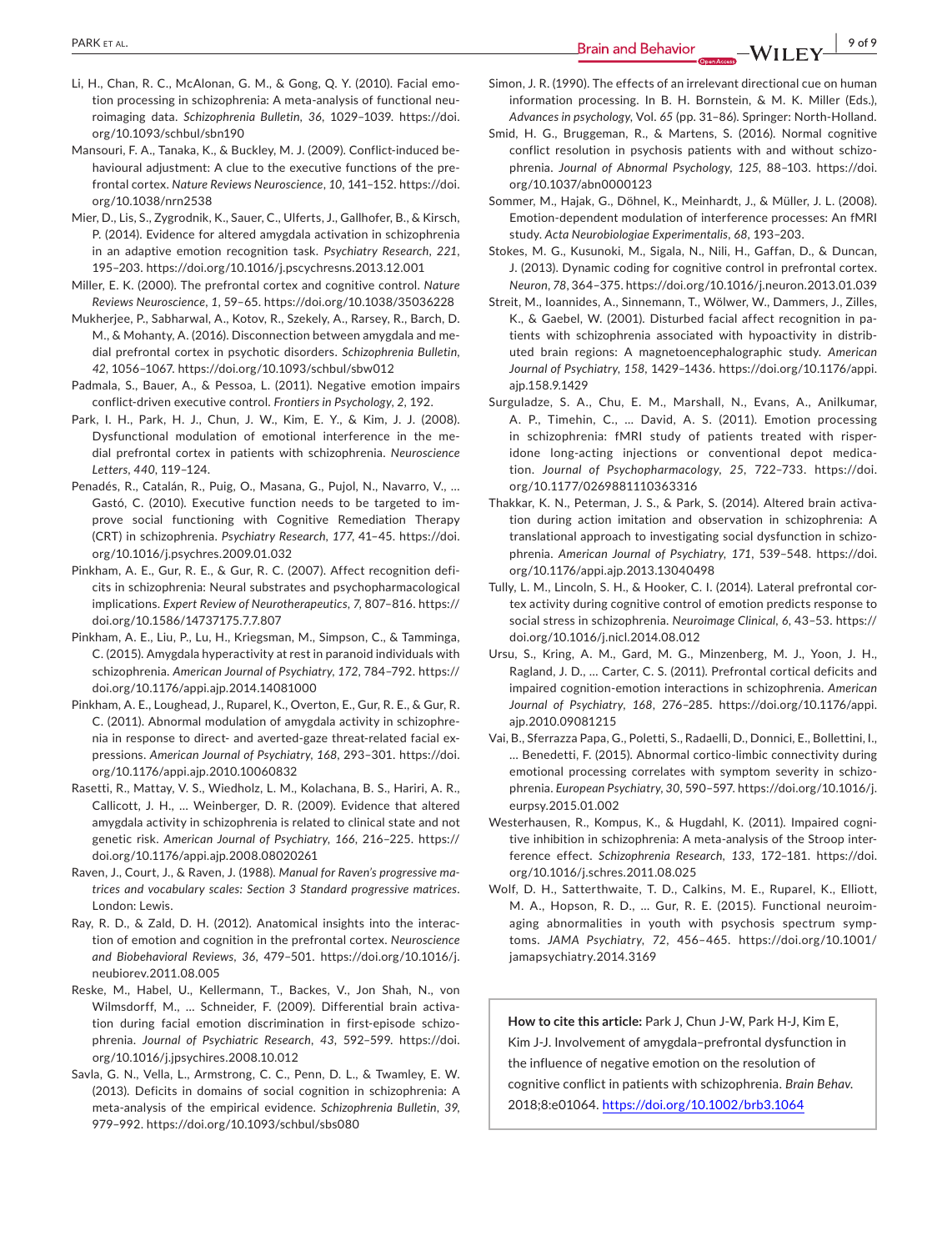Li, H., Chan, R. C., McAlonan, G. M., & Gong, Q. Y. (2010). Facial emotion processing in schizophrenia: A meta-analysis of functional neuroimaging data. *Schizophrenia Bulletin*, *36*, 1029–1039. https://doi.org/10.1093/schbul/sbn190

Mansouri, F. A., Tanaka, K., & Buckley, M. J. (2009). Conflict-induced behavioural adjustment: A clue to the executive functions of the prefrontal cortex. *Nature Reviews Neuroscience*, *10*, 141–152. https://doi.org/10.1038/nrn2538

Mier, D., Lis, S., Zygrodnik, K., Sauer, C., Ulferts, J., Gallhofer, B., & Kirsch, P. (2014). Evidence for altered amygdala activation in schizophrenia in an adaptive emotion recognition task. *Psychiatry Research*, *221*, 195–203. https://doi.org/10.1016/j.pscychresns.2013.12.001

Miller, E. K. (2000). The prefrontal cortex and cognitive control. *Nature Reviews Neuroscience*, *1*, 59–65. https://doi.org/10.1038/35036228

Mukherjee, P., Sabharwal, A., Kotov, R., Szekely, A., Rarsey, R., Barch, D. M., & Mohanty, A. (2016). Disconnection between amygdala and medial prefrontal cortex in psychotic disorders. *Schizophrenia Bulletin*, *42*, 1056–1067. https://doi.org/10.1093/schbul/sbw012

Padmala, S., Bauer, A., & Pessoa, L. (2011). Negative emotion impairs conflict-driven executive control. *Frontiers in Psychology*, *2*, 192.

Park, I. H., Park, H. J., Chun, J. W., Kim, E. Y., & Kim, J. J. (2008). Dysfunctional modulation of emotional interference in the medial prefrontal cortex in patients with schizophrenia. *Neuroscience Letters*, *440*, 119–124.

Penadés, R., Catalán, R., Puig, O., Masana, G., Pujol, N., Navarro, V., … Gastó, C. (2010). Executive function needs to be targeted to improve social functioning with Cognitive Remediation Therapy (CRT) in schizophrenia. *Psychiatry Research*, *177*, 41–45. https://doi.org/10.1016/j.psychres.2009.01.032

Pinkham, A. E., Gur, R. E., & Gur, R. C. (2007). Affect recognition deficits in schizophrenia: Neural substrates and psychopharmacological implications. *Expert Review of Neurotherapeutics*, *7*, 807–816. https://doi.org/10.1586/14737175.7.7.807

Pinkham, A. E., Liu, P., Lu, H., Kriegsman, M., Simpson, C., & Tamminga, C. (2015). Amygdala hyperactivity at rest in paranoid individuals with schizophrenia. *American Journal of Psychiatry*, *172*, 784–792. https://doi.org/10.1176/appi.ajp.2014.14081000

Pinkham, A. E., Loughead, J., Ruparel, K., Overton, E., Gur, R. E., & Gur, R. C. (2011). Abnormal modulation of amygdala activity in schizophrenia in response to direct- and averted-gaze threat-related facial expressions. *American Journal of Psychiatry*, *168*, 293–301. https://doi.org/10.1176/appi.ajp.2010.10060832

Rasetti, R., Mattay, V. S., Wiedholz, L. M., Kolachana, B. S., Hariri, A. R., Callicott, J. H., … Weinberger, D. R. (2009). Evidence that altered amygdala activity in schizophrenia is related to clinical state and not genetic risk. *American Journal of Psychiatry*, *166*, 216–225. https://doi.org/10.1176/appi.ajp.2008.08020261

Raven, J., Court, J., & Raven, J. (1988). *Manual for Raven's progressive matrices and vocabulary scales: Section 3 Standard progressive matrices*. London: Lewis.

Ray, R. D., & Zald, D. H. (2012). Anatomical insights into the interaction of emotion and cognition in the prefrontal cortex. *Neuroscience and Biobehavioral Reviews*, *36*, 479–501. https://doi.org/10.1016/j.neubiorev.2011.08.005

Reske, M., Habel, U., Kellermann, T., Backes, V., Jon Shah, N., von Wilmsdorff, M., … Schneider, F. (2009). Differential brain activation during facial emotion discrimination in first-episode schizophrenia. *Journal of Psychiatric Research*, *43*, 592–599. https://doi.org/10.1016/j.jpsychires.2008.10.012

Savla, G. N., Vella, L., Armstrong, C. C., Penn, D. L., & Twamley, E. W. (2013). Deficits in domains of social cognition in schizophrenia: A meta-analysis of the empirical evidence. *Schizophrenia Bulletin*, *39*, 979–992. https://doi.org/10.1093/schbul/sbs080

Simon, J. R. (1990). The effects of an irrelevant directional cue on human information processing. In B. H. Bornstein, & M. K. Miller (Eds.), *Advances in psychology*, Vol. *65* (pp. 31–86). Springer: North-Holland.

Smid, H. G., Bruggeman, R., & Martens, S. (2016). Normal cognitive conflict resolution in psychosis patients with and without schizophrenia. *Journal of Abnormal Psychology*, *125*, 88–103. https://doi.org/10.1037/abn0000123

Sommer, M., Hajak, G., Döhnel, K., Meinhardt, J., & Müller, J. L. (2008). Emotion-dependent modulation of interference processes: An fMRI study. *Acta Neurobiologiae Experimentalis*, *68*, 193–203.

Stokes, M. G., Kusunoki, M., Sigala, N., Nili, H., Gaffan, D., & Duncan, J. (2013). Dynamic coding for cognitive control in prefrontal cortex. *Neuron*, *78*, 364–375. https://doi.org/10.1016/j.neuron.2013.01.039

Streit, M., Ioannides, A., Sinnemann, T., Wölwer, W., Dammers, J., Zilles, K., & Gaebel, W. (2001). Disturbed facial affect recognition in patients with schizophrenia associated with hypoactivity in distributed brain regions: A magnetoencephalographic study. *American Journal of Psychiatry*, *158*, 1429–1436. https://doi.org/10.1176/appi.ajp.158.9.1429

Surguladze, S. A., Chu, E. M., Marshall, N., Evans, A., Anilkumar, A. P., Timehin, C., … David, A. S. (2011). Emotion processing in schizophrenia: fMRI study of patients treated with risperidone long-acting injections or conventional depot medication. *Journal of Psychopharmacology*, *25*, 722–733. https://doi.org/10.1177/0269881110363316

Thakkar, K. N., Peterman, J. S., & Park, S. (2014). Altered brain activation during action imitation and observation in schizophrenia: A translational approach to investigating social dysfunction in schizophrenia. *American Journal of Psychiatry*, *171*, 539–548. https://doi.org/10.1176/appi.ajp.2013.13040498

Tully, L. M., Lincoln, S. H., & Hooker, C. I. (2014). Lateral prefrontal cortex activity during cognitive control of emotion predicts response to social stress in schizophrenia. *Neuroimage Clinical*, *6*, 43–53. https://doi.org/10.1016/j.nicl.2014.08.012

Ursu, S., Kring, A. M., Gard, M. G., Minzenberg, M. J., Yoon, J. H., Ragland, J. D., … Carter, C. S. (2011). Prefrontal cortical deficits and impaired cognition-emotion interactions in schizophrenia. *American Journal of Psychiatry*, *168*, 276–285. https://doi.org/10.1176/appi.ajp.2010.09081215

Vai, B., Sferrazza Papa, G., Poletti, S., Radaelli, D., Donnici, E., Bollettini, I., … Benedetti, F. (2015). Abnormal cortico-limbic connectivity during emotional processing correlates with symptom severity in schizophrenia. *European Psychiatry*, *30*, 590–597. https://doi.org/10.1016/j.eurpsy.2015.01.002

Westerhausen, R., Kompus, K., & Hugdahl, K. (2011). Impaired cognitive inhibition in schizophrenia: A meta-analysis of the Stroop interference effect. *Schizophrenia Research*, *133*, 172–181. https://doi.org/10.1016/j.schres.2011.08.025

Wolf, D. H., Satterthwaite, T. D., Calkins, M. E., Ruparel, K., Elliott, M. A., Hopson, R. D., … Gur, R. E. (2015). Functional neuroimaging abnormalities in youth with psychosis spectrum symptoms. *JAMA Psychiatry*, *72*, 456–465. https://doi.org/10.1001/jamapsychiatry.2014.3169

**How to cite this article:** Park J, Chun J-W, Park H-J, Kim E, Kim J-J. Involvement of amygdala–prefrontal dysfunction in the influence of negative emotion on the resolution of cognitive conflict in patients with schizophrenia. *Brain Behav*. 2018;8:e01064. https://doi.org/10.1002/brb3.1064